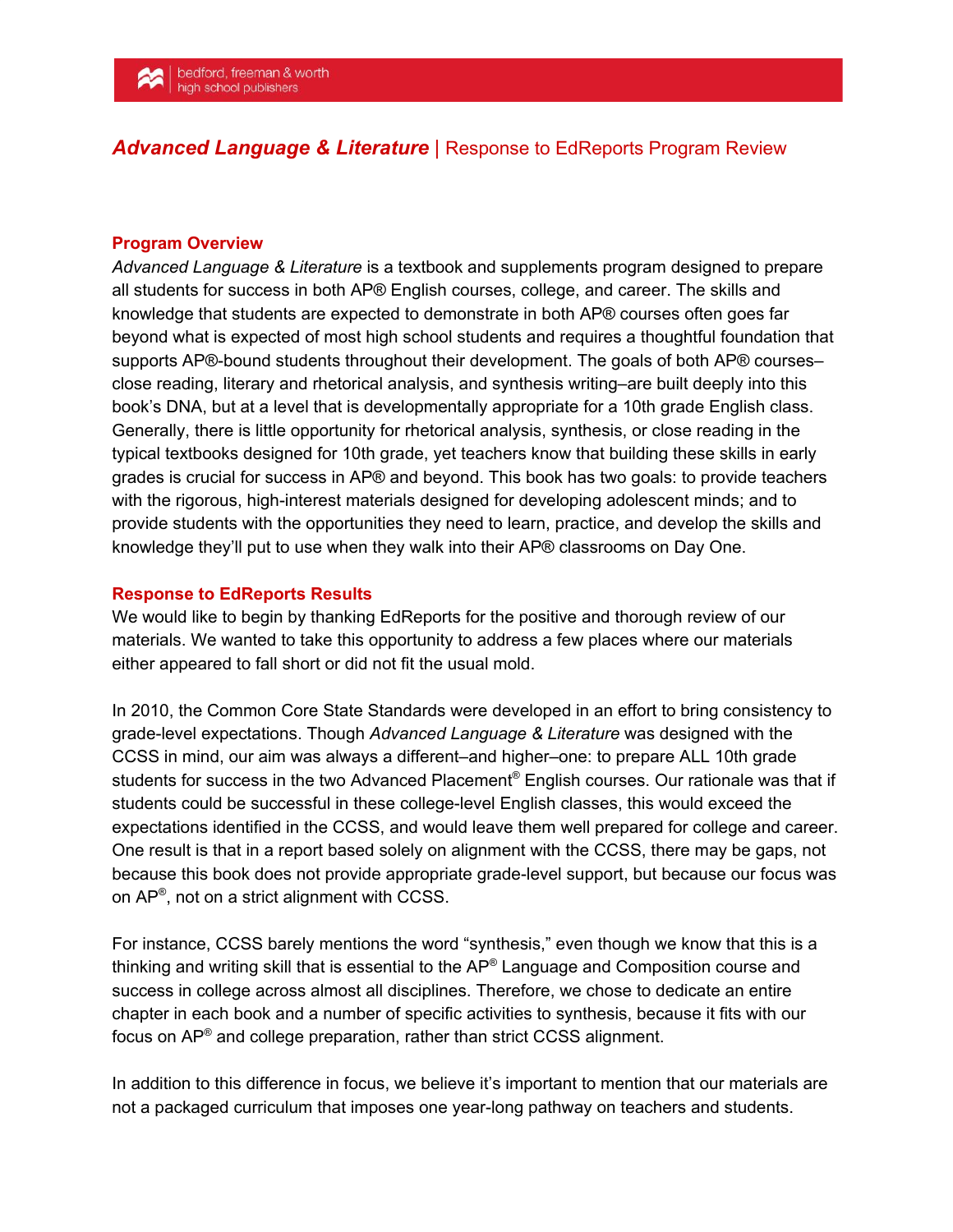# *Advanced Language & Literature* | Response to EdReports Program Review

## Program Overview

*Advanced Language & Literature* is a textbook and supplements program designed to prepare all students for success in both AP® English courses, college, and career. The skills and knowledge that students are expected to demonstrate in both AP® courses often goes far beyond what is expected of most high school students and requires a thoughtful foundation that supports AP®-bound students throughout their development. The goals of both AP® courses–close reading, literary and rhetorical analysis, and synthesis writing–are built deeply into this book's DNA, but at a level that is developmentally appropriate for a 10th grade English class. Generally, there is little opportunity for rhetorical analysis, synthesis, or close reading in the typical textbooks designed for 10th grade, yet teachers know that building these skills in early grades is crucial for success in AP® and beyond. This book has two goals: to provide teachers with the rigorous, high-interest materials designed for developing adolescent minds; and to provide students with the opportunities they need to learn, practice, and develop the skills and knowledge they'll put to use when they walk into their AP® classrooms on Day One.

## Response to EdReports Results

We would like to begin by thanking EdReports for the positive and thorough review of our materials. We wanted to take this opportunity to address a few places where our materials either appeared to fall short or did not fit the usual mold.

In 2010, the Common Core State Standards were developed in an effort to bring consistency to grade-level expectations. Though *Advanced Language & Literature* was designed with the CCSS in mind, our aim was always a different–and higher–one: to prepare ALL 10th grade students for success in the two Advanced Placement® English courses. Our rationale was that if students could be successful in these college-level English classes, this would exceed the expectations identified in the CCSS, and would leave them well prepared for college and career. One result is that in a report based solely on alignment with the CCSS, there may be gaps, not because this book does not provide appropriate grade-level support, but because our focus was on AP®, not on a strict alignment with CCSS.

For instance, CCSS barely mentions the word "synthesis," even though we know that this is a thinking and writing skill that is essential to the AP® Language and Composition course and success in college across almost all disciplines. Therefore, we chose to dedicate an entire chapter in each book and a number of specific activities to synthesis, because it fits with our focus on AP® and college preparation, rather than strict CCSS alignment.

In addition to this difference in focus, we believe it's important to mention that our materials are not a packaged curriculum that imposes one year-long pathway on teachers and students.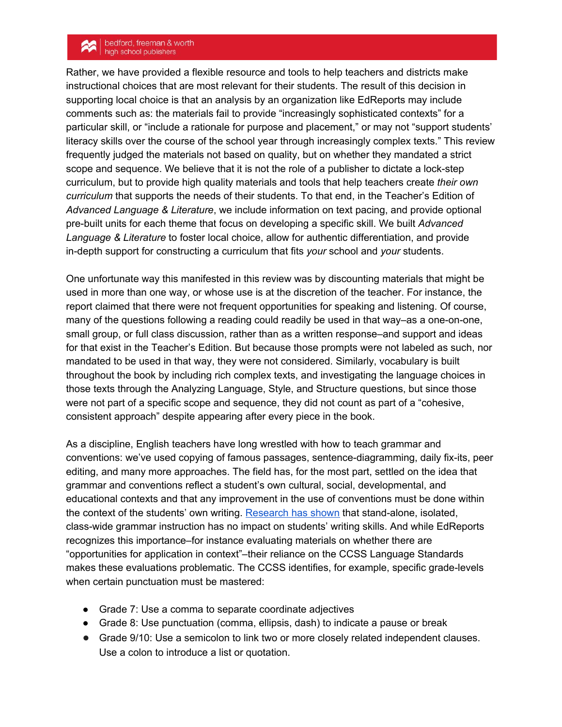Rather, we have provided a flexible resource and tools to help teachers and districts make instructional choices that are most relevant for their students. The result of this decision in supporting local choice is that an analysis by an organization like EdReports may include comments such as: the materials fail to provide "increasingly sophisticated contexts" for a particular skill, or "include a rationale for purpose and placement," or may not "support students' literacy skills over the course of the school year through increasingly complex texts." This review frequently judged the materials not based on quality, but on whether they mandated a strict scope and sequence. We believe that it is not the role of a publisher to dictate a lock-step curriculum, but to provide high quality materials and tools that help teachers create *their own curriculum* that supports the needs of their students. To that end, in the Teacher's Edition of *Advanced Language & Literature*, we include information on text pacing, and provide optional pre-built units for each theme that focus on developing a specific skill. We built *Advanced Language & Literature* to foster local choice, allow for authentic differentiation, and provide in-depth support for constructing a curriculum that fits *your* school and *your* students.

One unfortunate way this manifested in this review was by discounting materials that might be used in more than one way, or whose use is at the discretion of the teacher. For instance, the report claimed that there were not frequent opportunities for speaking and listening. Of course, many of the questions following a reading could readily be used in that way–as a one-on-one, small group, or full class discussion, rather than as a written response–and support and ideas for that exist in the Teacher's Edition. But because those prompts were not labeled as such, nor mandated to be used in that way, they were not considered. Similarly, vocabulary is built throughout the book by including rich complex texts, and investigating the language choices in those texts through the Analyzing Language, Style, and Structure questions, but since those were not part of a specific scope and sequence, they did not count as part of a "cohesive, consistent approach" despite appearing after every piece in the book.

As a discipline, English teachers have long wrestled with how to teach grammar and conventions: we've used copying of famous passages, sentence-diagramming, daily fix-its, peer editing, and many more approaches. The field has, for the most part, settled on the idea that grammar and conventions reflect a student's own cultural, social, developmental, and educational contexts and that any improvement in the use of conventions must be done within the context of the students' own writing. Research has shown that stand-alone, isolated, class-wide grammar instruction has no impact on students' writing skills. And while EdReports recognizes this importance–for instance evaluating materials on whether there are "opportunities for application in context"–their reliance on the CCSS Language Standards makes these evaluations problematic. The CCSS identifies, for example, specific grade-levels when certain punctuation must be mastered:

- Grade 7: Use a comma to separate coordinate adjectives
- Grade 8: Use punctuation (comma, ellipsis, dash) to indicate a pause or break
- Grade 9/10: Use a semicolon to link two or more closely related independent clauses. Use a colon to introduce a list or quotation.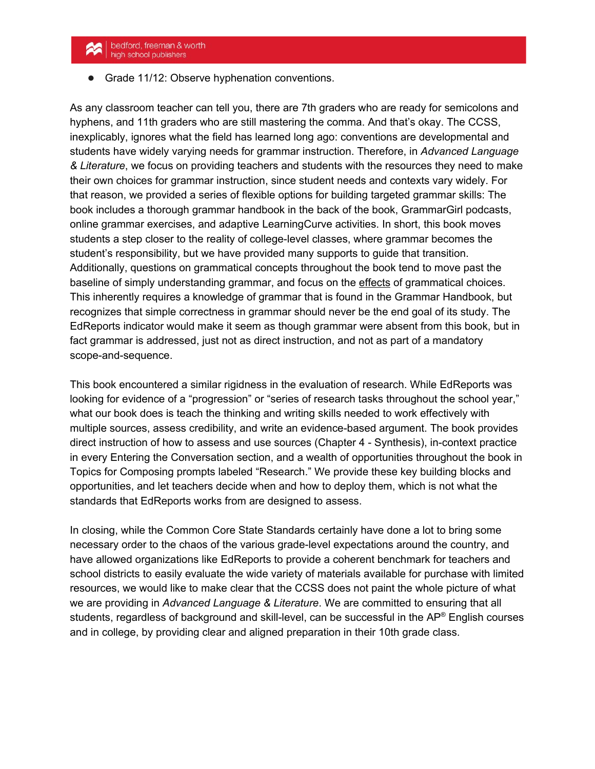- Grade 11/12: Observe hyphenation conventions.

As any classroom teacher can tell you, there are 7th graders who are ready for semicolons and hyphens, and 11th graders who are still mastering the comma. And that's okay. The CCSS, inexplicably, ignores what the field has learned long ago: conventions are developmental and students have widely varying needs for grammar instruction. Therefore, in *Advanced Language & Literature*, we focus on providing teachers and students with the resources they need to make their own choices for grammar instruction, since student needs and contexts vary widely. For that reason, we provided a series of flexible options for building targeted grammar skills: The book includes a thorough grammar handbook in the back of the book, GrammarGirl podcasts, online grammar exercises, and adaptive LearningCurve activities. In short, this book moves students a step closer to the reality of college-level classes, where grammar becomes the student's responsibility, but we have provided many supports to guide that transition. Additionally, questions on grammatical concepts throughout the book tend to move past the baseline of simply understanding grammar, and focus on the <u>effects</u> of grammatical choices. This inherently requires a knowledge of grammar that is found in the Grammar Handbook, but recognizes that simple correctness in grammar should never be the end goal of its study. The EdReports indicator would make it seem as though grammar were absent from this book, but in fact grammar is addressed, just not as direct instruction, and not as part of a mandatory scope-and-sequence.

This book encountered a similar rigidness in the evaluation of research. While EdReports was looking for evidence of a "progression" or "series of research tasks throughout the school year," what our book does is teach the thinking and writing skills needed to work effectively with multiple sources, assess credibility, and write an evidence-based argument. The book provides direct instruction of how to assess and use sources (Chapter 4 - Synthesis), in-context practice in every Entering the Conversation section, and a wealth of opportunities throughout the book in Topics for Composing prompts labeled "Research." We provide these key building blocks and opportunities, and let teachers decide when and how to deploy them, which is not what the standards that EdReports works from are designed to assess.

In closing, while the Common Core State Standards certainly have done a lot to bring some necessary order to the chaos of the various grade-level expectations around the country, and have allowed organizations like EdReports to provide a coherent benchmark for teachers and school districts to easily evaluate the wide variety of materials available for purchase with limited resources, we would like to make clear that the CCSS does not paint the whole picture of what we are providing in *Advanced Language & Literature*. We are committed to ensuring that all students, regardless of background and skill-level, can be successful in the AP® English courses and in college, by providing clear and aligned preparation in their 10th grade class.